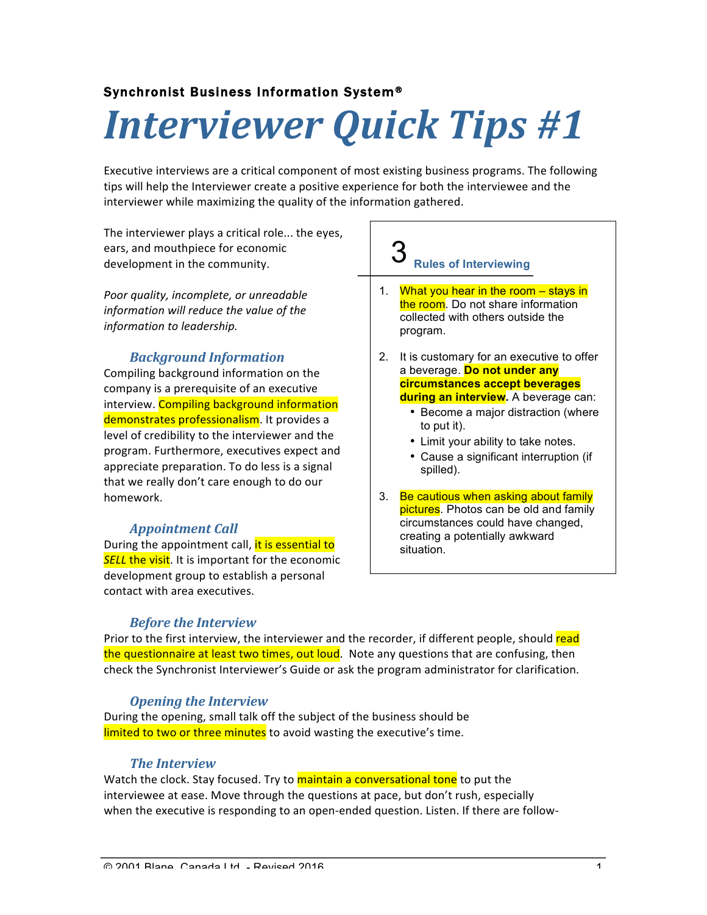**Synchronist Business Information System®**

# Interviewer Quick Tips #1

Executive interviews are a critical component of most existing business programs. The following tips will help the Interviewer create a positive experience for both the interviewee and the interviewer while maximizing the quality of the information gathered.

The interviewer plays a critical role... the eyes, ears, and mouthpiece for economic development in the community.

*Poor quality, incomplete, or unreadable information will reduce the value of the information to leadership.*

### *Background Information*

Compiling background information on the company is a prerequisite of an executive interview. Compiling background information demonstrates professionalism. It provides a level of credibility to the interviewer and the program. Furthermore, executives expect and appreciate preparation. To do less is a signal that we really don't care enough to do our homework.

### *Appointment Call*

During the appointment call, it is essential to *SELL* the visit. It is important for the economic development group to establish a personal contact with area executives.

### 3 Rules of Interviewing

1. What you hear in the room – stays in the room. Do not share information collected with others outside the program.
2. It is customary for an executive to offer a beverage. **Do not under any circumstances accept beverages during an interview.** A beverage can:
   - Become a major distraction (where to put it).
   - Limit your ability to take notes.
   - Cause a significant interruption (if spilled).
3. Be cautious when asking about family pictures. Photos can be old and family circumstances could have changed, creating a potentially awkward situation.

### *Before the Interview*

Prior to the first interview, the interviewer and the recorder, if different people, should read the questionnaire at least two times, out loud. Note any questions that are confusing, then check the Synchronist Interviewer's Guide or ask the program administrator for clarification.

### *Opening the Interview*

During the opening, small talk off the subject of the business should be limited to two or three minutes to avoid wasting the executive's time.

### *The Interview*

Watch the clock. Stay focused. Try to maintain a conversational tone to put the interviewee at ease. Move through the questions at pace, but don't rush, especially when the executive is responding to an open-ended question. Listen. If there are follow-

© 2001 Blane, Canada Ltd. - Revised 2016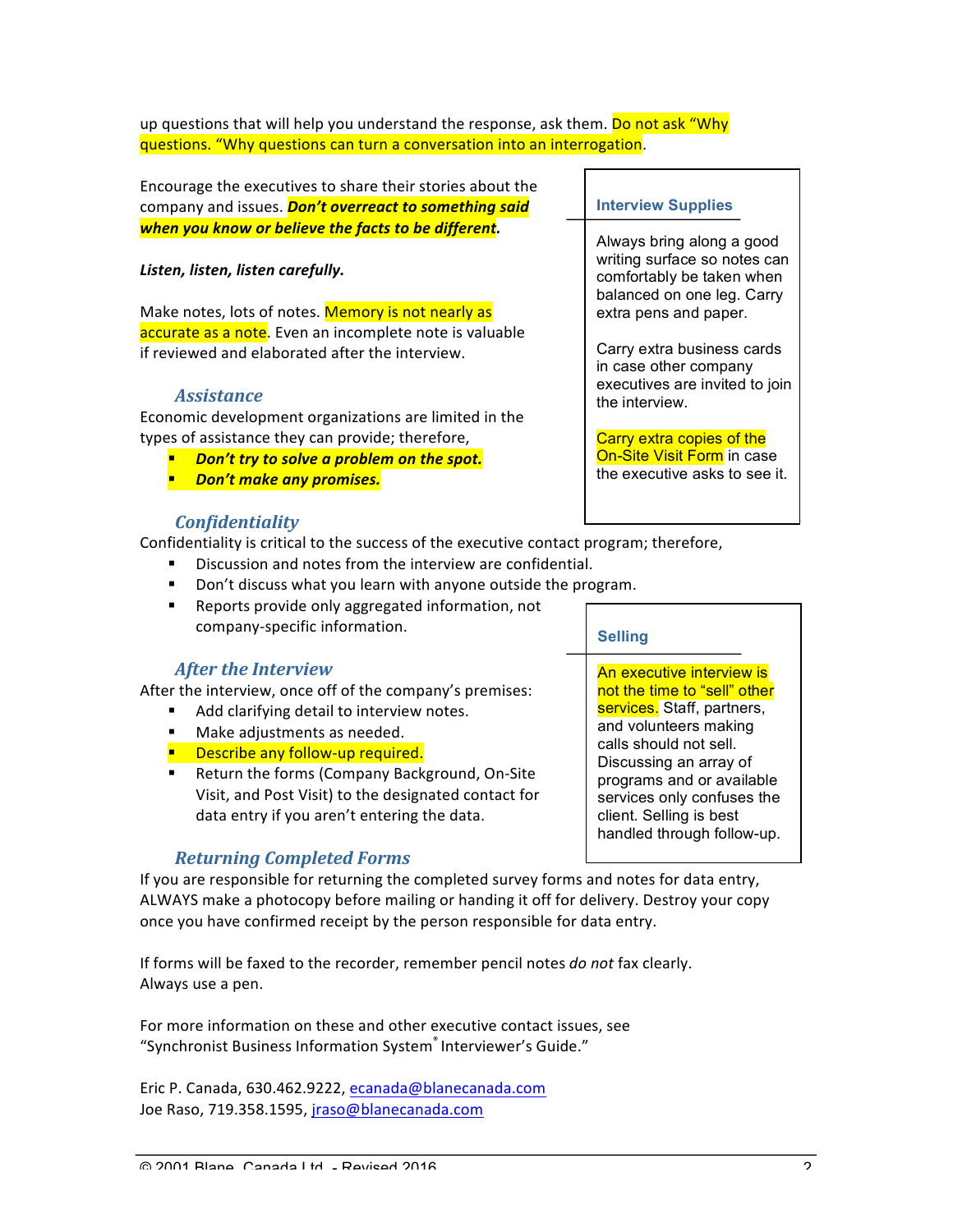up questions that will help you understand the response, ask them. Do not ask "Why questions. "Why questions can turn a conversation into an interrogation.

Encourage the executives to share their stories about the company and issues. ***Don't overreact to something said when you know or believe the facts to be different.***

***Listen, listen, listen carefully.***

Make notes, lots of notes. Memory is not nearly as accurate as a note. Even an incomplete note is valuable if reviewed and elaborated after the interview.

> **Interview Supplies**
>
> Always bring along a good writing surface so notes can comfortably be taken when balanced on one leg. Carry extra pens and paper.
>
> Carry extra business cards in case other company executives are invited to join the interview.
>
> Carry extra copies of the On-Site Visit Form in case the executive asks to see it.

### *Assistance*

Economic development organizations are limited in the types of assistance they can provide; therefore,

- ***Don't try to solve a problem on the spot.***
- ***Don't make any promises.***

### *Confidentiality*

Confidentiality is critical to the success of the executive contact program; therefore,

- Discussion and notes from the interview are confidential.
- Don't discuss what you learn with anyone outside the program.
- Reports provide only aggregated information, not company-specific information.

> **Selling**
>
> An executive interview is not the time to "sell" other services. Staff, partners, and volunteers making calls should not sell. Discussing an array of programs and or available services only confuses the client. Selling is best handled through follow-up.

### *After the Interview*

After the interview, once off of the company's premises:

- Add clarifying detail to interview notes.
- Make adjustments as needed.
- Describe any follow-up required.
- Return the forms (Company Background, On-Site Visit, and Post Visit) to the designated contact for data entry if you aren't entering the data.

### *Returning Completed Forms*

If you are responsible for returning the completed survey forms and notes for data entry, ALWAYS make a photocopy before mailing or handing it off for delivery. Destroy your copy once you have confirmed receipt by the person responsible for data entry.

If forms will be faxed to the recorder, remember pencil notes *do not* fax clearly. Always use a pen.

For more information on these and other executive contact issues, see "Synchronist Business Information System® Interviewer's Guide."

Eric P. Canada, 630.462.9222, ecanada@blanecanada.com
Joe Raso, 719.358.1595, jraso@blanecanada.com

© 2001 Blane, Canada Ltd. - Revised 2016